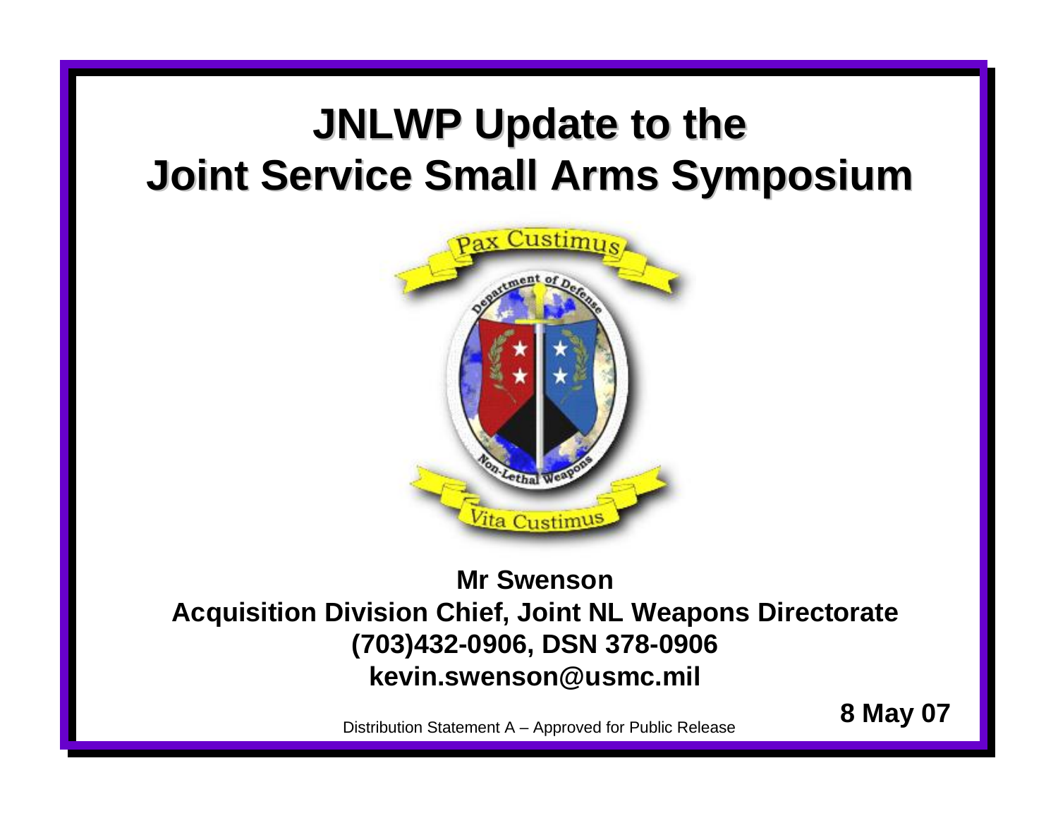# JNLWP Update to the Joint Service Small Arms Symposium

Pax Custimus

Department of Defense

Non-Lethal Weapons

Vita Custimus

**Mr Swenson**

**Acquisition Division Chief, Joint NL Weapons Directorate**

**(703)432-0906, DSN 378-0906**

**kevin.swenson@usmc.mil**

Distribution Statement A – Approved for Public Release

**8 May 07**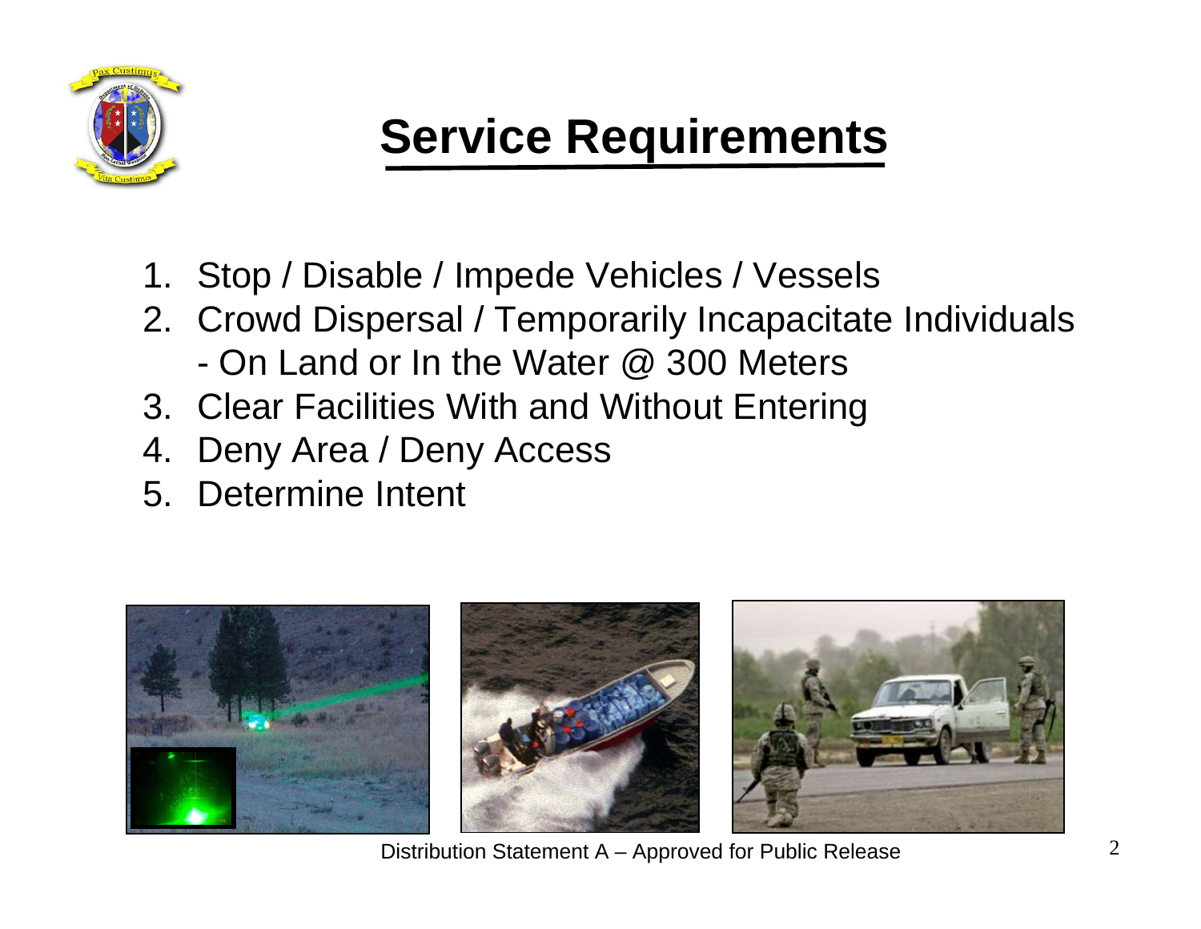# Service Requirements

1. Stop / Disable / Impede Vehicles / Vessels
2. Crowd Dispersal / Temporarily Incapacitate Individuals
   - On Land or In the Water @ 300 Meters
3. Clear Facilities With and Without Entering
4. Deny Area / Deny Access
5. Determine Intent

Distribution Statement A – Approved for Public Release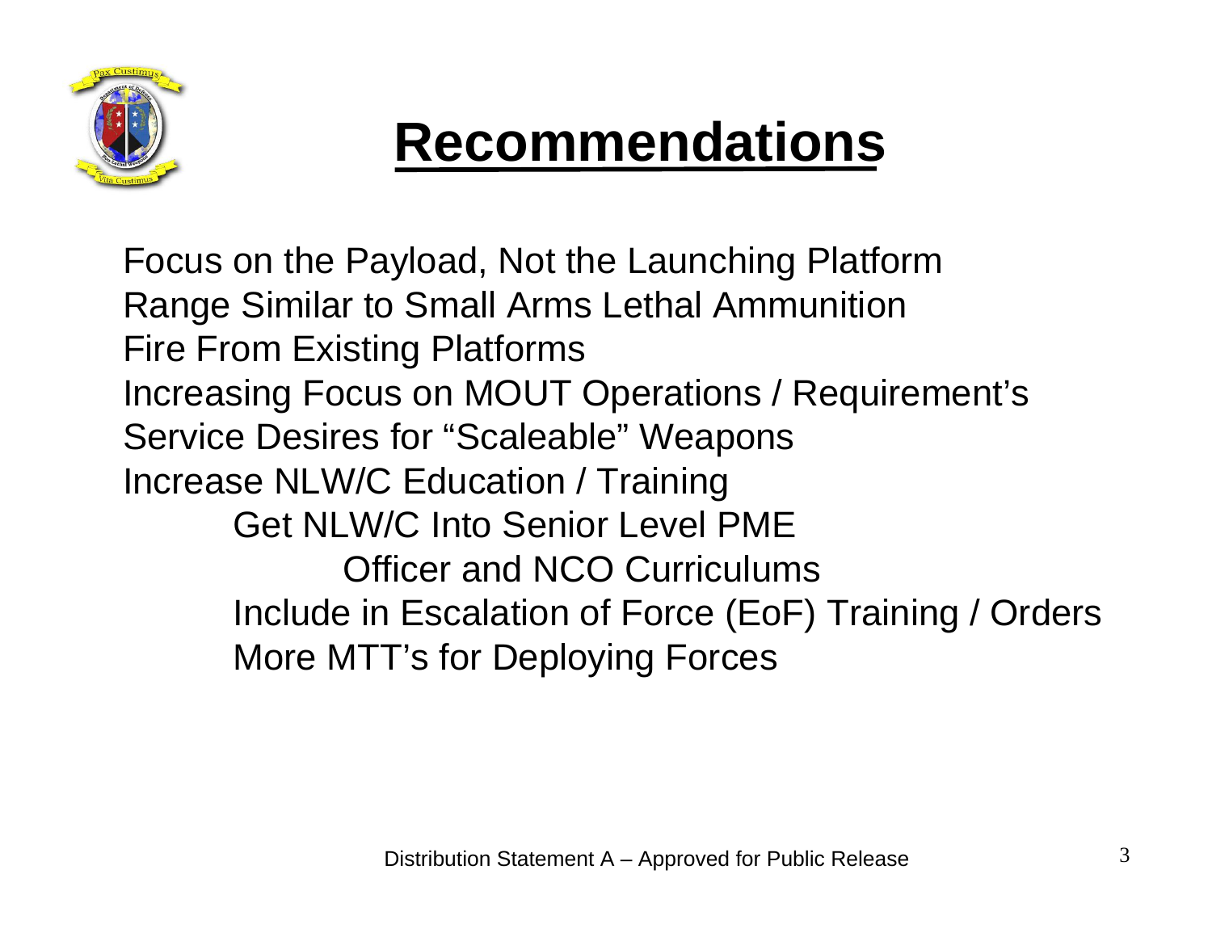# Recommendations

- Focus on the Payload, Not the Launching Platform
- Range Similar to Small Arms Lethal Ammunition
- Fire From Existing Platforms
- Increasing Focus on MOUT Operations / Requirement's
- Service Desires for "Scaleable" Weapons
- Increase NLW/C Education / Training
  - Get NLW/C Into Senior Level PME
    - Officer and NCO Curriculums
  - Include in Escalation of Force (EoF) Training / Orders
  - More MTT's for Deploying Forces

Distribution Statement A – Approved for Public Release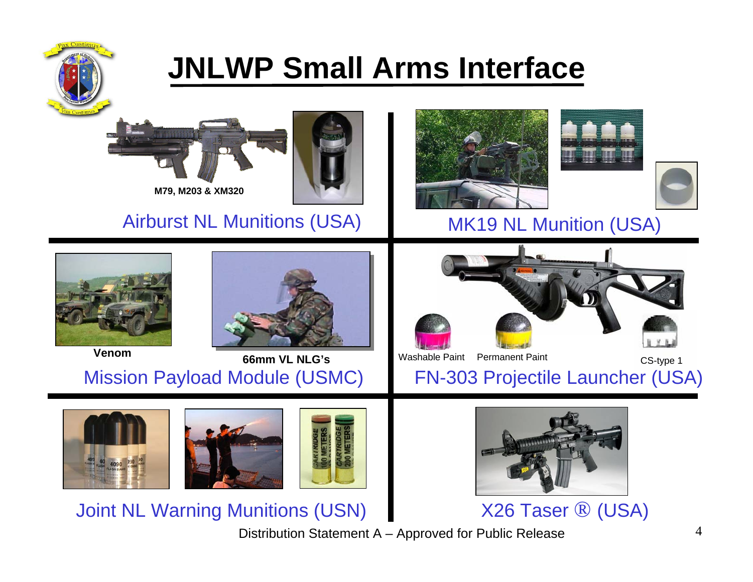# JNLWP Small Arms Interface

## Airburst NL Munitions (USA)

M79, M203 & XM320

## MK19 NL Munition (USA)

## Mission Payload Module (USMC)

Venom

66mm VL NLG's

## FN-303 Projectile Launcher (USA)

Washable Paint

Permanent Paint

CS-type 1

## Joint NL Warning Munitions (USN)

## X26 Taser ® (USA)

Distribution Statement A – Approved for Public Release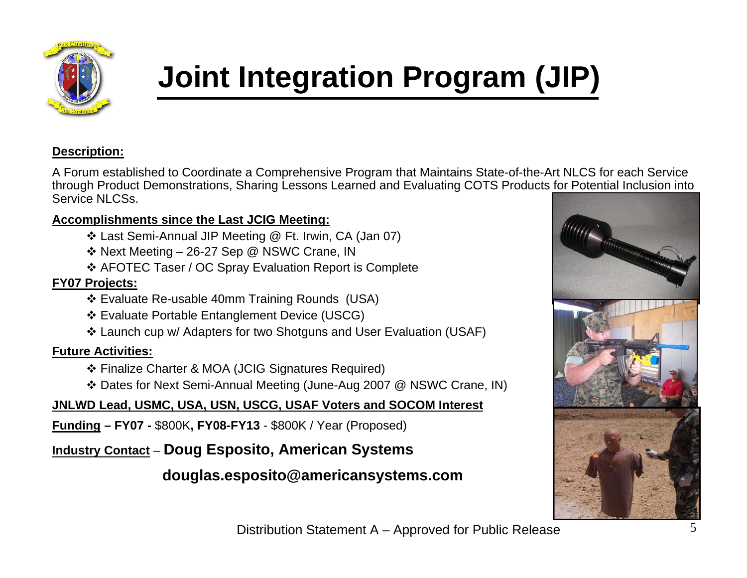# Joint Integration Program (JIP)

**Description:**

A Forum established to Coordinate a Comprehensive Program that Maintains State-of-the-Art NLCS for each Service through Product Demonstrations, Sharing Lessons Learned and Evaluating COTS Products for Potential Inclusion into Service NLCSs.

**Accomplishments since the Last JCIG Meeting:**

- Last Semi-Annual JIP Meeting @ Ft. Irwin, CA (Jan 07)
- Next Meeting – 26-27 Sep @ NSWC Crane, IN
- AFOTEC Taser / OC Spray Evaluation Report is Complete

**FY07 Projects:**

- Evaluate Re-usable 40mm Training Rounds (USA)
- Evaluate Portable Entanglement Device (USCG)
- Launch cup w/ Adapters for two Shotguns and User Evaluation (USAF)

**Future Activities:**

- Finalize Charter & MOA (JCIG Signatures Required)
- Dates for Next Semi-Annual Meeting (June-Aug 2007 @ NSWC Crane, IN)

**JNLWD Lead, USMC, USA, USN, USCG, USAF Voters and SOCOM Interest**

**Funding – FY07 -** $800K**, FY08-FY13** - $800K / Year (Proposed)

**Industry Contact** – **Doug Esposito, American Systems**

**douglas.esposito@americansystems.com**

Distribution Statement A – Approved for Public Release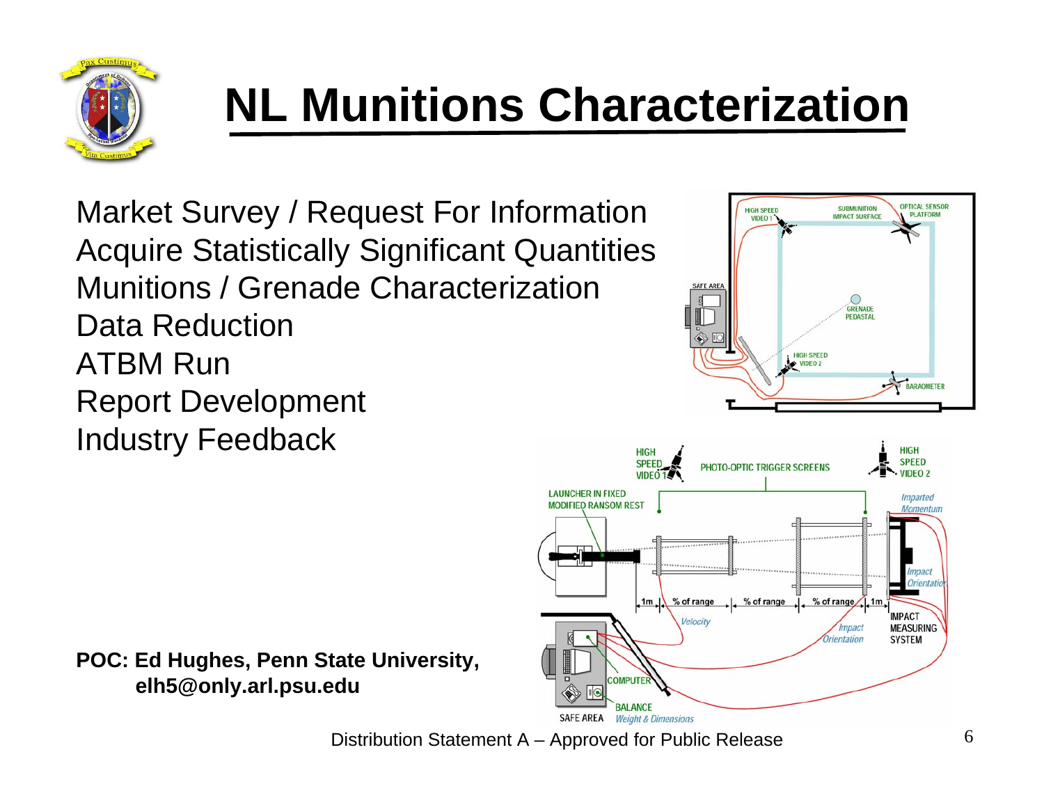# NL Munitions Characterization

Market Survey / Request For Information
Acquire Statistically Significant Quantities
Munitions / Grenade Characterization
Data Reduction
ATBM Run
Report Development
Industry Feedback

**POC: Ed Hughes, Penn State University, elh5@only.arl.psu.edu**

Distribution Statement A – Approved for Public Release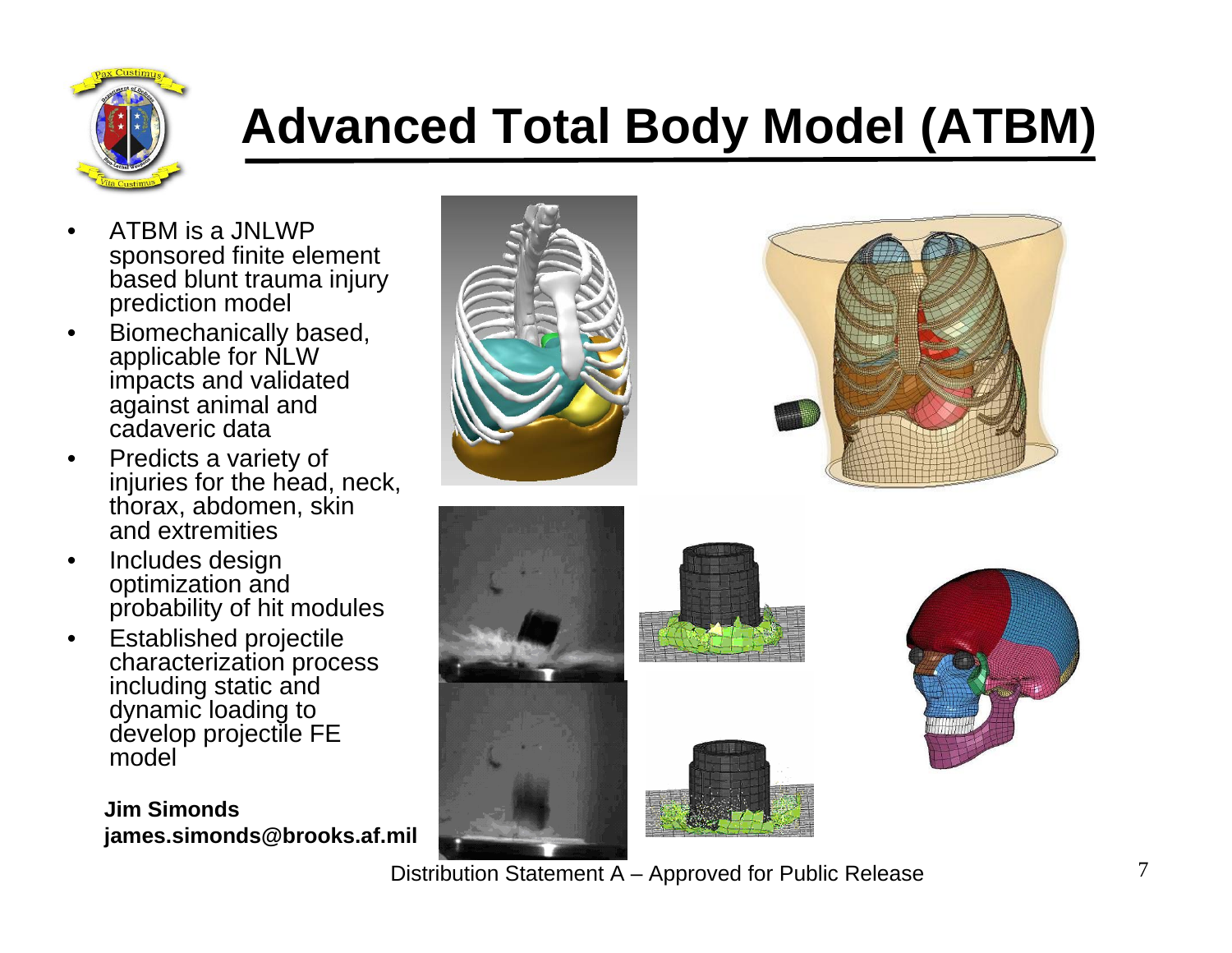# Advanced Total Body Model (ATBM)

- ATBM is a JNLWP sponsored finite element based blunt trauma injury prediction model
- Biomechanically based, applicable for NLW impacts and validated against animal and cadaveric data
- Predicts a variety of injuries for the head, neck, thorax, abdomen, skin and extremities
- Includes design optimization and probability of hit modules
- Established projectile characterization process including static and dynamic loading to develop projectile FE model

**Jim Simonds**
**james.simonds@brooks.af.mil**

Distribution Statement A – Approved for Public Release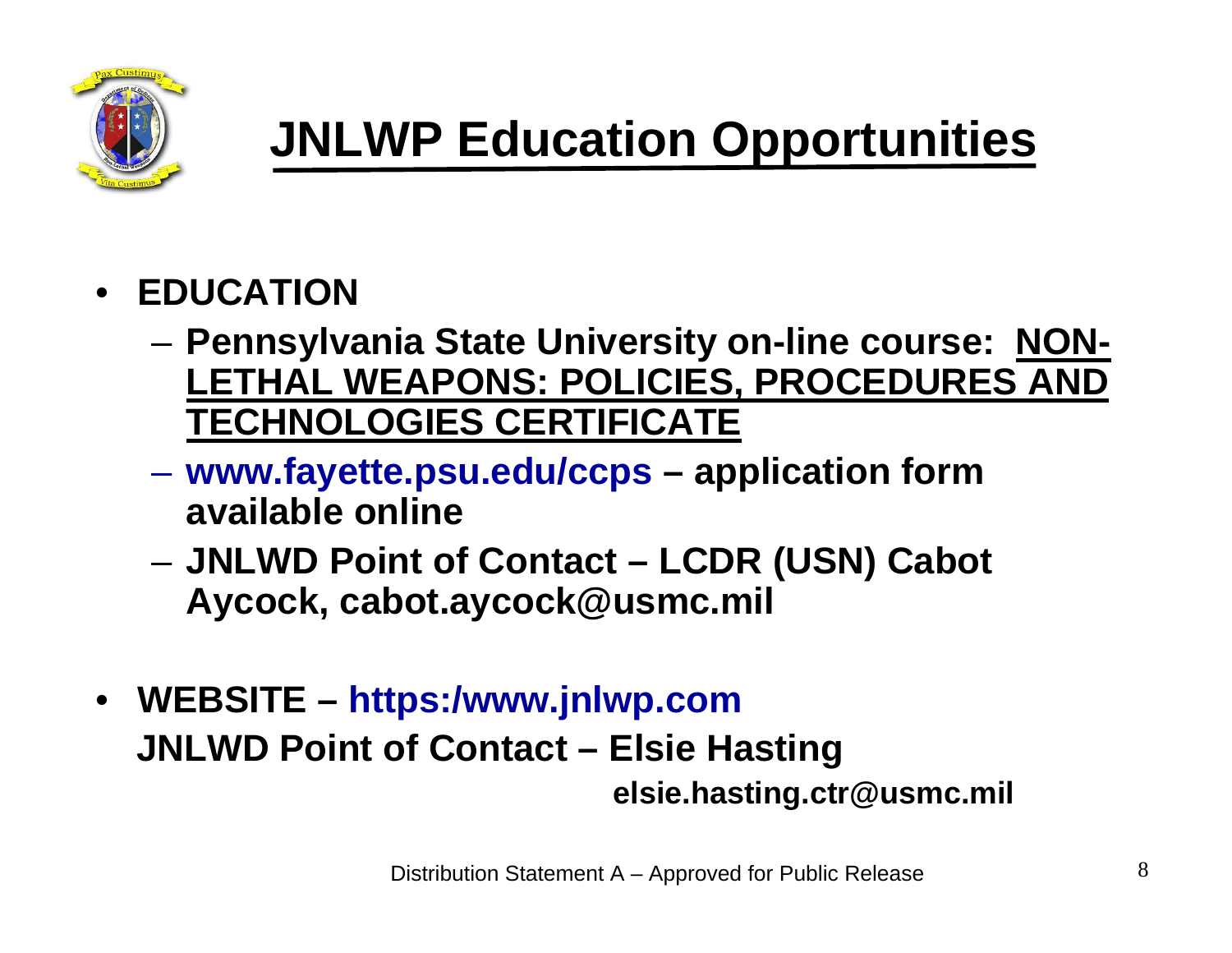# JNLWP Education Opportunities

- **EDUCATION**
  - **Pennsylvania State University on-line course: <u>NON-LETHAL WEAPONS: POLICIES, PROCEDURES AND TECHNOLOGIES CERTIFICATE</u>**
  - **www.fayette.psu.edu/ccps – application form available online**
  - **JNLWD Point of Contact – LCDR (USN) Cabot Aycock, cabot.aycock@usmc.mil**

- **WEBSITE – https:/www.jnlwp.com**
  **JNLWD Point of Contact – Elsie Hasting**
  **elsie.hasting.ctr@usmc.mil**

Distribution Statement A – Approved for Public Release